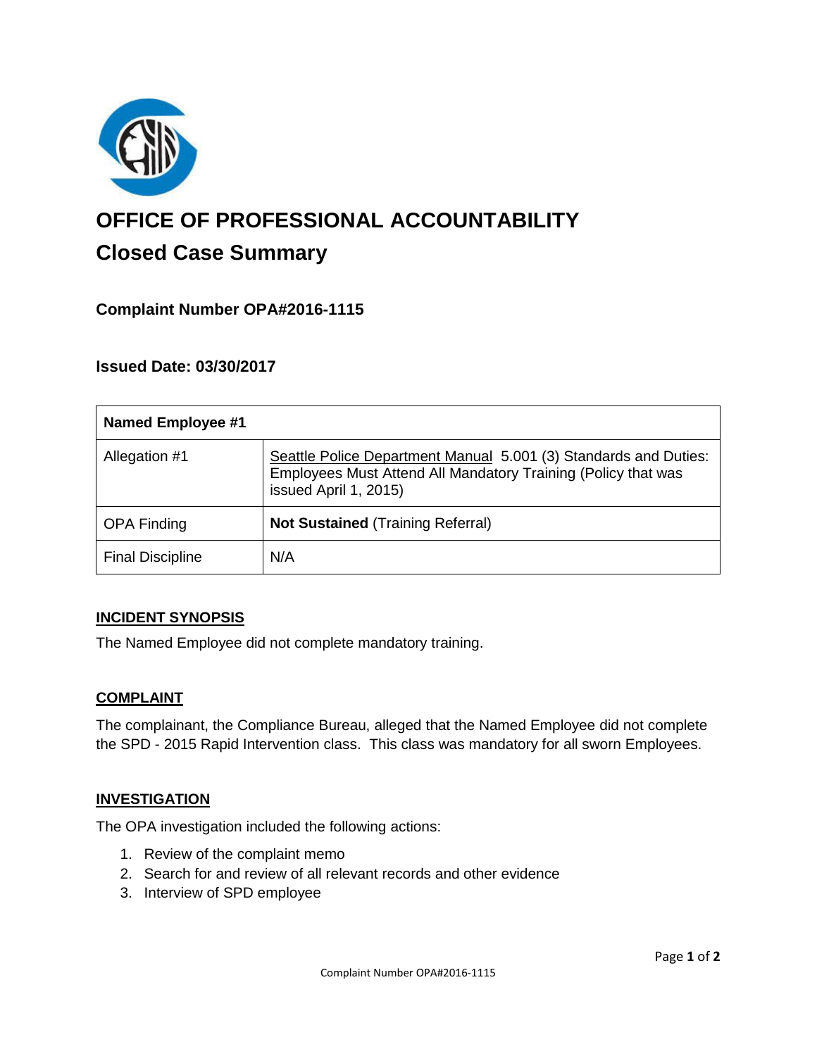# OFFICE OF PROFESSIONAL ACCOUNTABILITY

## Closed Case Summary

### Complaint Number OPA#2016-1115

### Issued Date: 03/30/2017

| Named Employee #1 | |
|---|---|
| Allegation #1 | Seattle Police Department Manual 5.001 (3) Standards and Duties: Employees Must Attend All Mandatory Training (Policy that was issued April 1, 2015) |
| OPA Finding | **Not Sustained** (Training Referral) |
| Final Discipline | N/A |

#### INCIDENT SYNOPSIS

The Named Employee did not complete mandatory training.

#### COMPLAINT

The complainant, the Compliance Bureau, alleged that the Named Employee did not complete the SPD - 2015 Rapid Intervention class. This class was mandatory for all sworn Employees.

#### INVESTIGATION

The OPA investigation included the following actions:

1. Review of the complaint memo
2. Search for and review of all relevant records and other evidence
3. Interview of SPD employee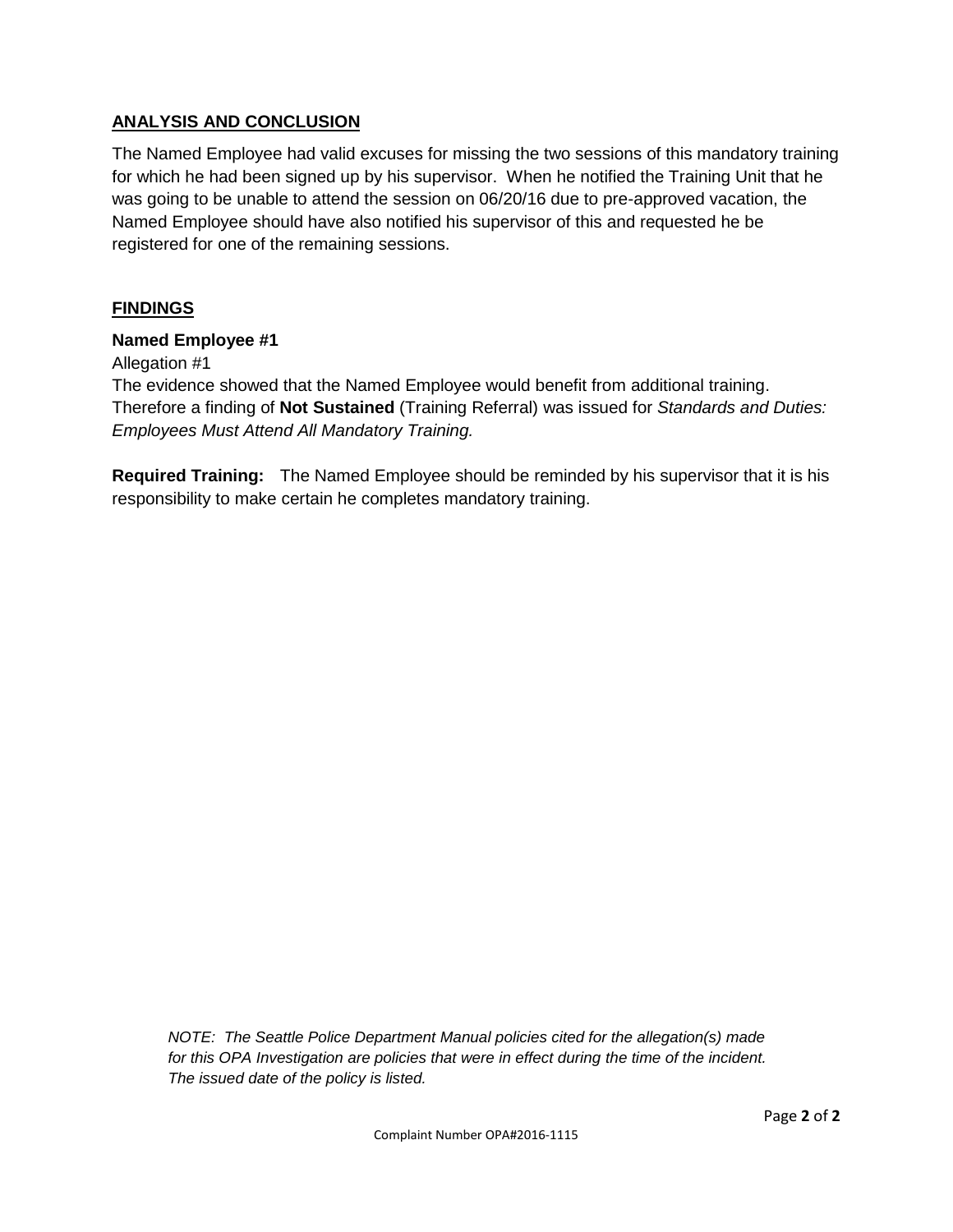## ANALYSIS AND CONCLUSION

The Named Employee had valid excuses for missing the two sessions of this mandatory training for which he had been signed up by his supervisor. When he notified the Training Unit that he was going to be unable to attend the session on 06/20/16 due to pre-approved vacation, the Named Employee should have also notified his supervisor of this and requested he be registered for one of the remaining sessions.

## FINDINGS

**Named Employee #1**

Allegation #1

The evidence showed that the Named Employee would benefit from additional training. Therefore a finding of **Not Sustained** (Training Referral) was issued for *Standards and Duties: Employees Must Attend All Mandatory Training.*

**Required Training:** The Named Employee should be reminded by his supervisor that it is his responsibility to make certain he completes mandatory training.

*NOTE: The Seattle Police Department Manual policies cited for the allegation(s) made for this OPA Investigation are policies that were in effect during the time of the incident. The issued date of the policy is listed.*

Complaint Number OPA#2016-1115